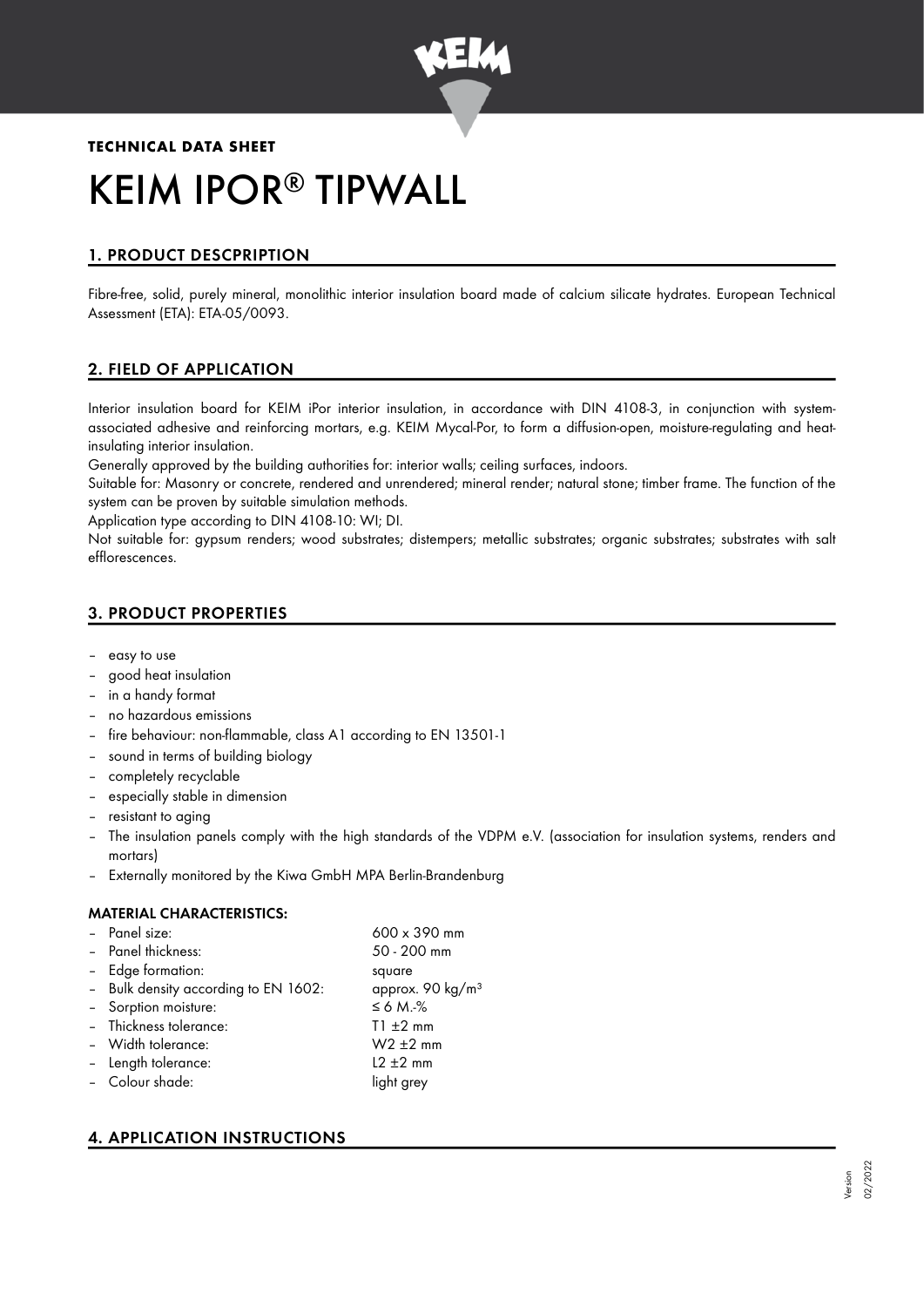**TECHNICAL DATA SHEET**

# KEIM IPOR® TIPWALL

## 1. PRODUCT DESCPRIPTION

Fibre-free, solid, purely mineral, monolithic interior insulation board made of calcium silicate hydrates. European Technical Assessment (ETA): ETA-05/0093.

## 2. FIELD OF APPLICATION

Interior insulation board for KEIM iPor interior insulation, in accordance with DIN 4108-3, in conjunction with system-associated adhesive and reinforcing mortars, e.g. KEIM Mycal-Por, to form a diffusion-open, moisture-regulating and heat-insulating interior insulation.

Generally approved by the building authorities for: interior walls; ceiling surfaces, indoors.

Suitable for: Masonry or concrete, rendered and unrendered; mineral render; natural stone; timber frame. The function of the system can be proven by suitable simulation methods.

Application type according to DIN 4108-10: WI; DI.

Not suitable for: gypsum renders; wood substrates; distempers; metallic substrates; organic substrates; substrates with salt efflorescences.

## 3. PRODUCT PROPERTIES

- easy to use
- good heat insulation
- in a handy format
- no hazardous emissions
- fire behaviour: non-flammable, class A1 according to EN 13501-1
- sound in terms of building biology
- completely recyclable
- especially stable in dimension
- resistant to aging
- The insulation panels comply with the high standards of the VDPM e.V. (association for insulation systems, renders and mortars)
- Externally monitored by the Kiwa GmbH MPA Berlin-Brandenburg

### MATERIAL CHARACTERISTICS:

| | |
|---|---|
| – Panel size: | 600 x 390 mm |
| – Panel thickness: | 50 - 200 mm |
| – Edge formation: | square |
| – Bulk density according to EN 1602: | approx. 90 kg/m³ |
| – Sorption moisture: | ≤ 6 M.-% |
| – Thickness tolerance: | T1 ±2 mm |
| – Width tolerance: | W2 ±2 mm |
| – Length tolerance: | L2 ±2 mm |
| – Colour shade: | light grey |

## 4. APPLICATION INSTRUCTIONS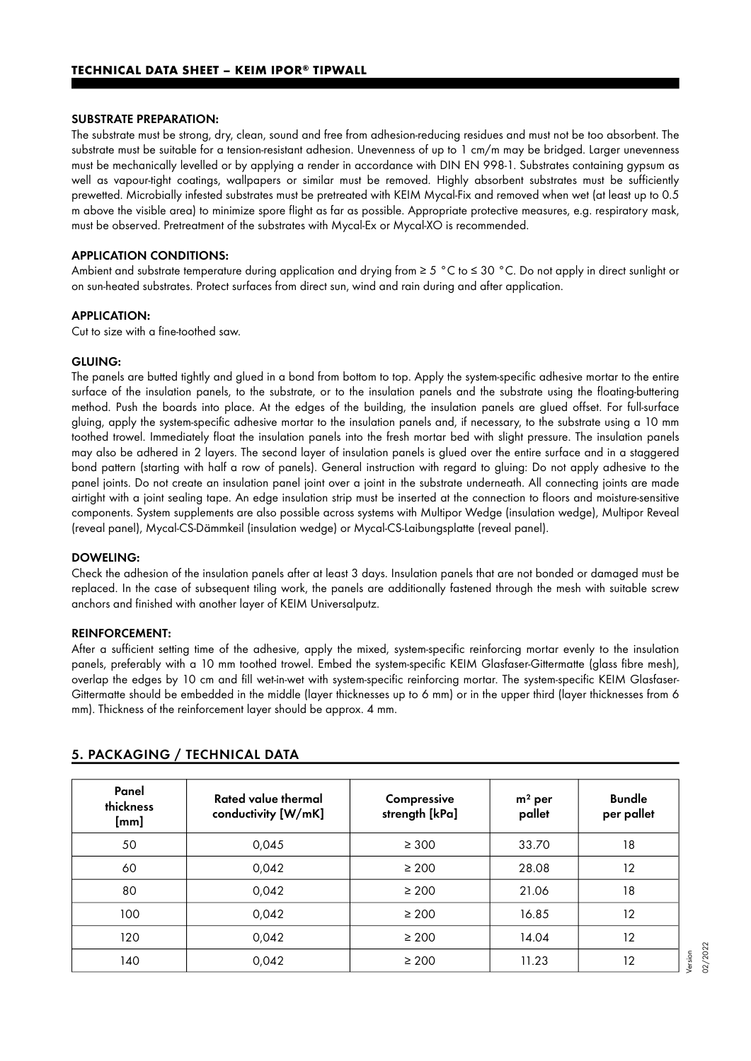### SUBSTRATE PREPARATION:

The substrate must be strong, dry, clean, sound and free from adhesion-reducing residues and must not be too absorbent. The substrate must be suitable for a tension-resistant adhesion. Unevenness of up to 1 cm/m may be bridged. Larger unevenness must be mechanically levelled or by applying a render in accordance with DIN EN 998-1. Substrates containing gypsum as well as vapour-tight coatings, wallpapers or similar must be removed. Highly absorbent substrates must be sufficiently prewetted. Microbially infested substrates must be pretreated with KEIM Mycal-Fix and removed when wet (at least up to 0.5 m above the visible area) to minimize spore flight as far as possible. Appropriate protective measures, e.g. respiratory mask, must be observed. Pretreatment of the substrates with Mycal-Ex or Mycal-XO is recommended.

### APPLICATION CONDITIONS:

Ambient and substrate temperature during application and drying from ≥ 5 °C to ≤ 30 °C. Do not apply in direct sunlight or on sun-heated substrates. Protect surfaces from direct sun, wind and rain during and after application.

### APPLICATION:

Cut to size with a fine-toothed saw.

### GLUING:

The panels are butted tightly and glued in a bond from bottom to top. Apply the system-specific adhesive mortar to the entire surface of the insulation panels, to the substrate, or to the insulation panels and the substrate using the floating-buttering method. Push the boards into place. At the edges of the building, the insulation panels are glued offset. For full-surface gluing, apply the system-specific adhesive mortar to the insulation panels and, if necessary, to the substrate using a 10 mm toothed trowel. Immediately float the insulation panels into the fresh mortar bed with slight pressure. The insulation panels may also be adhered in 2 layers. The second layer of insulation panels is glued over the entire surface and in a staggered bond pattern (starting with half a row of panels). General instruction with regard to gluing: Do not apply adhesive to the panel joints. Do not create an insulation panel joint over a joint in the substrate underneath. All connecting joints are made airtight with a joint sealing tape. An edge insulation strip must be inserted at the connection to floors and moisture-sensitive components. System supplements are also possible across systems with Multipor Wedge (insulation wedge), Multipor Reveal (reveal panel), Mycal-CS-Dämmkeil (insulation wedge) or Mycal-CS-Laibungsplatte (reveal panel).

### DOWELING:

Check the adhesion of the insulation panels after at least 3 days. Insulation panels that are not bonded or damaged must be replaced. In the case of subsequent tiling work, the panels are additionally fastened through the mesh with suitable screw anchors and finished with another layer of KEIM Universalputz.

### REINFORCEMENT:

After a sufficient setting time of the adhesive, apply the mixed, system-specific reinforcing mortar evenly to the insulation panels, preferably with a 10 mm toothed trowel. Embed the system-specific KEIM Glasfaser-Gittermatte (glass fibre mesh), overlap the edges by 10 cm and fill wet-in-wet with system-specific reinforcing mortar. The system-specific KEIM Glasfaser-Gittermatte should be embedded in the middle (layer thicknesses up to 6 mm) or in the upper third (layer thicknesses from 6 mm). Thickness of the reinforcement layer should be approx. 4 mm.

## 5. PACKAGING / TECHNICAL DATA

| Panel thickness [mm] | Rated value thermal conductivity [W/mK] | Compressive strength [kPa] | m² per pallet | Bundle per pallet |
|---|---|---|---|---|
| 50 | 0,045 | ≥ 300 | 33.70 | 18 |
| 60 | 0,042 | ≥ 200 | 28.08 | 12 |
| 80 | 0,042 | ≥ 200 | 21.06 | 18 |
| 100 | 0,042 | ≥ 200 | 16.85 | 12 |
| 120 | 0,042 | ≥ 200 | 14.04 | 12 |
| 140 | 0,042 | ≥ 200 | 11.23 | 12 |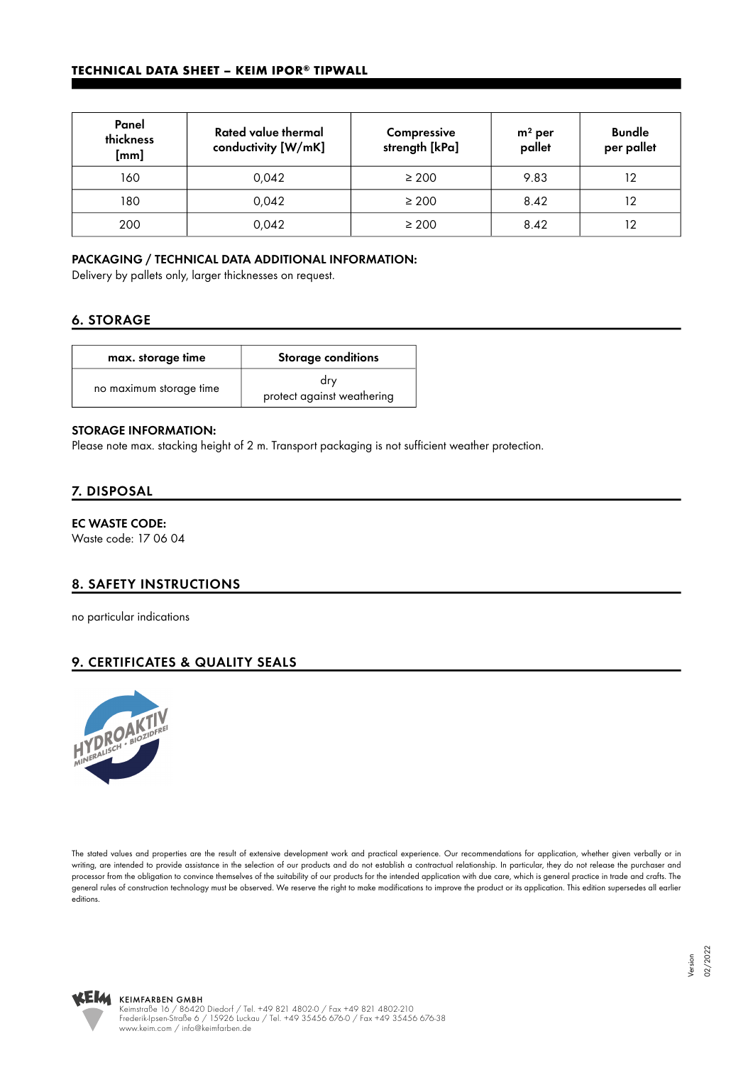| Panel thickness [mm] | Rated value thermal conductivity [W/mK] | Compressive strength [kPa] | m² per pallet | Bundle per pallet |
|---|---|---|---|---|
| 160 | 0,042 | ≥ 200 | 9.83 | 12 |
| 180 | 0,042 | ≥ 200 | 8.42 | 12 |
| 200 | 0,042 | ≥ 200 | 8.42 | 12 |

**PACKAGING / TECHNICAL DATA ADDITIONAL INFORMATION:**
Delivery by pallets only, larger thicknesses on request.

## 6. STORAGE

| max. storage time | Storage conditions |
|---|---|
| no maximum storage time | dry<br>protect against weathering |

**STORAGE INFORMATION:**
Please note max. stacking height of 2 m. Transport packaging is not sufficient weather protection.

## 7. DISPOSAL

**EC WASTE CODE:**
Waste code: 17 06 04

## 8. SAFETY INSTRUCTIONS

no particular indications

## 9. CERTIFICATES & QUALITY SEALS

HYDROAKTIV MINERALISCH • BIOZIDFREI

The stated values and properties are the result of extensive development work and practical experience. Our recommendations for application, whether given verbally or in writing, are intended to provide assistance in the selection of our products and do not establish a contractual relationship. In particular, they do not release the purchaser and processor from the obligation to convince themselves of the suitability of our products for the intended application with due care, which is general practice in trade and crafts. The general rules of construction technology must be observed. We reserve the right to make modifications to improve the product or its application. This edition supersedes all earlier editions.

Version 02/2022

KEIMFARBEN GMBH
Keimstraße 16 / 86420 Diedorf / Tel. +49 821 4802-0 / Fax +49 821 4802-210
Frederik-Ipsen-Straße 6 / 15926 Luckau / Tel. +49 35456 676-0 / Fax +49 35456 676-38
www.keim.com / info@keimfarben.de